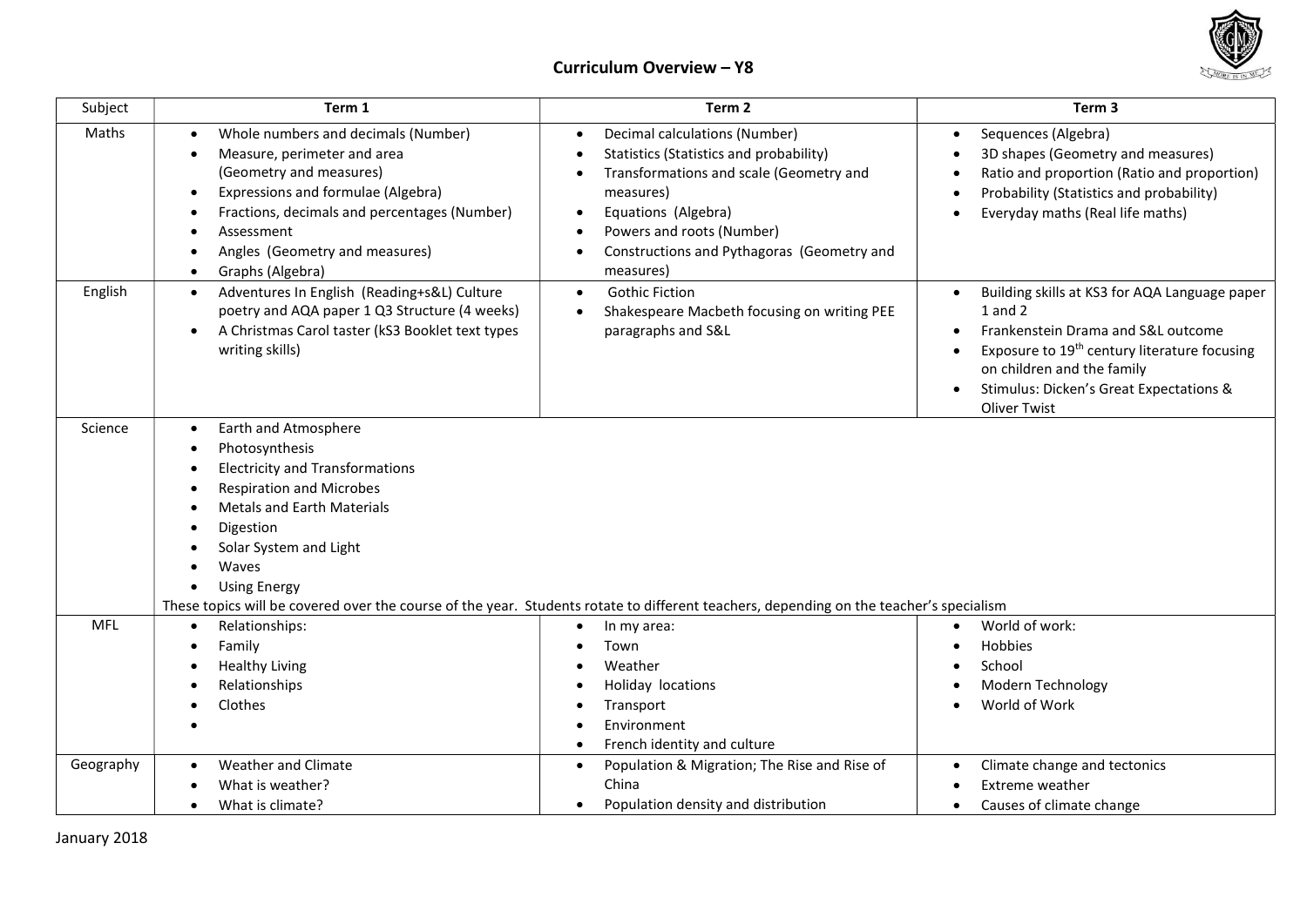## Curriculum Overview – Y8

| Subject | Term 1 | Term 2 | Term 3 |
|---|---|---|---|
| Maths | • Whole numbers and decimals (Number)<br>• Measure, perimeter and area (Geometry and measures)<br>• Expressions and formulae (Algebra)<br>• Fractions, decimals and percentages (Number)<br>• Assessment<br>• Angles (Geometry and measures)<br>• Graphs (Algebra) | • Decimal calculations (Number)<br>• Statistics (Statistics and probability)<br>• Transformations and scale (Geometry and measures)<br>• Equations (Algebra)<br>• Powers and roots (Number)<br>• Constructions and Pythagoras (Geometry and measures) | • Sequences (Algebra)<br>• 3D shapes (Geometry and measures)<br>• Ratio and proportion (Ratio and proportion)<br>• Probability (Statistics and probability)<br>• Everyday maths (Real life maths) |
| English | • Adventures In English (Reading+s&L) Culture poetry and AQA paper 1 Q3 Structure (4 weeks)<br>• A Christmas Carol taster (kS3 Booklet text types writing skills) | • Gothic Fiction<br>• Shakespeare Macbeth focusing on writing PEE paragraphs and S&L | • Building skills at KS3 for AQA Language paper 1 and 2<br>• Frankenstein Drama and S&L outcome<br>• Exposure to 19th century literature focusing on children and the family<br>• Stimulus: Dicken's Great Expectations & Oliver Twist |
| Science | • Earth and Atmosphere<br>• Photosynthesis<br>• Electricity and Transformations<br>• Respiration and Microbes<br>• Metals and Earth Materials<br>• Digestion<br>• Solar System and Light<br>• Waves<br>• Using Energy<br>These topics will be covered over the course of the year. Students rotate to different teachers, depending on the teacher's specialism | | |
| MFL | • Relationships:<br>• Family<br>• Healthy Living<br>• Relationships<br>• Clothes<br>• | • In my area:<br>• Town<br>• Weather<br>• Holiday locations<br>• Transport<br>• Environment<br>• French identity and culture | • World of work:<br>• Hobbies<br>• School<br>• Modern Technology<br>• World of Work |
| Geography | • Weather and Climate<br>• What is weather?<br>• What is climate? | • Population & Migration; The Rise and Rise of China<br>• Population density and distribution | • Climate change and tectonics<br>• Extreme weather<br>• Causes of climate change |

January 2018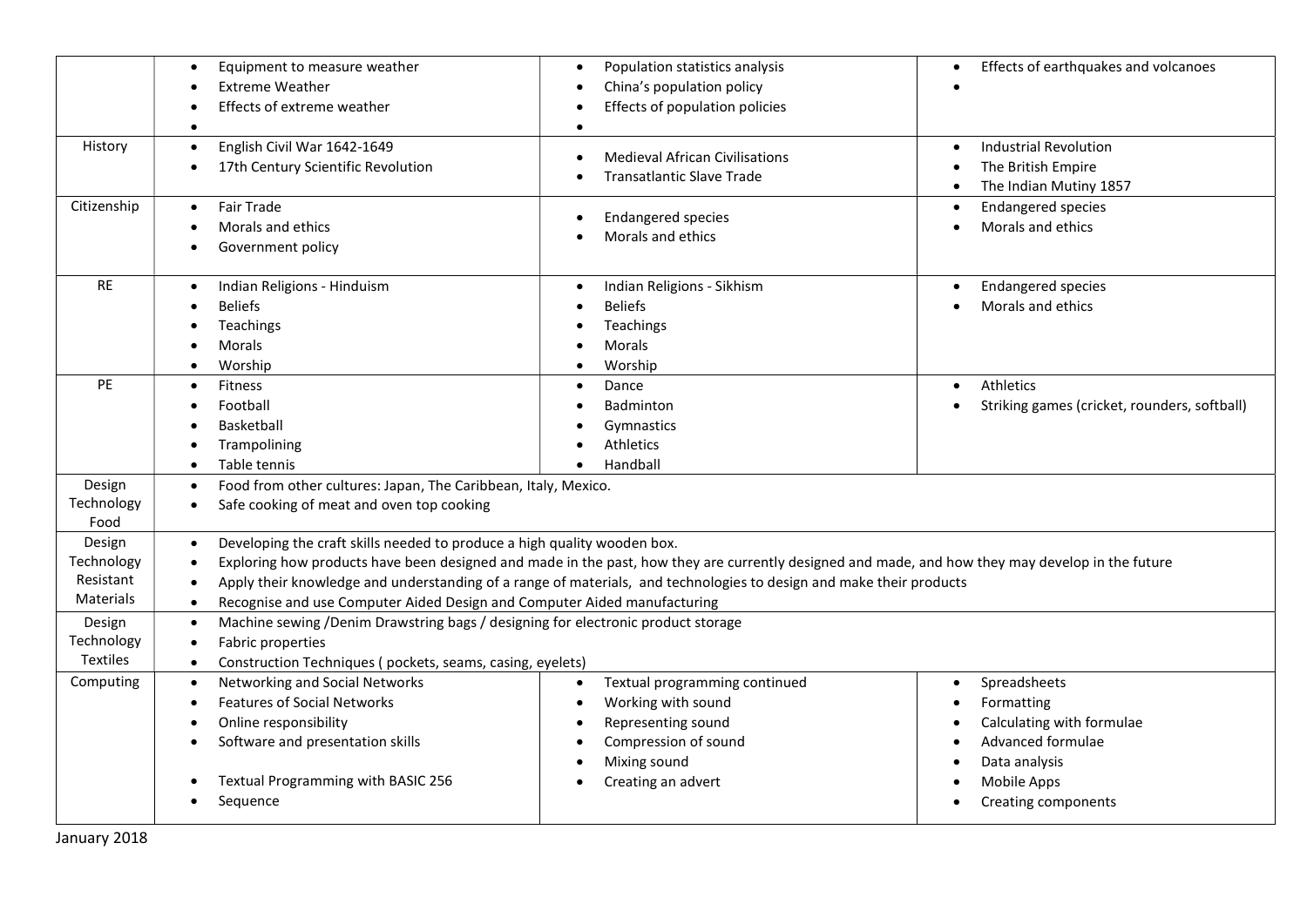| | | | |
|---|---|---|---|
| | • Equipment to measure weather<br>• Extreme Weather<br>• Effects of extreme weather<br>• | • Population statistics analysis<br>• China's population policy<br>• Effects of population policies<br>• | • Effects of earthquakes and volcanoes<br>• |
| History | • English Civil War 1642-1649<br>• 17th Century Scientific Revolution | • Medieval African Civilisations<br>• Transatlantic Slave Trade | • Industrial Revolution<br>• The British Empire<br>• The Indian Mutiny 1857 |
| Citizenship | • Fair Trade<br>• Morals and ethics<br>• Government policy | • Endangered species<br>• Morals and ethics | • Endangered species<br>• Morals and ethics |
| RE | • Indian Religions - Hinduism<br>• Beliefs<br>• Teachings<br>• Morals<br>• Worship | • Indian Religions - Sikhism<br>• Beliefs<br>• Teachings<br>• Morals<br>• Worship | • Endangered species<br>• Morals and ethics |
| PE | • Fitness<br>• Football<br>• Basketball<br>• Trampolining<br>• Table tennis | • Dance<br>• Badminton<br>• Gymnastics<br>• Athletics<br>• Handball | • Athletics<br>• Striking games (cricket, rounders, softball) |
| Design Technology Food | • Food from other cultures: Japan, The Caribbean, Italy, Mexico.<br>• Safe cooking of meat and oven top cooking | | |
| Design Technology Resistant Materials | • Developing the craft skills needed to produce a high quality wooden box.<br>• Exploring how products have been designed and made in the past, how they are currently designed and made, and how they may develop in the future<br>• Apply their knowledge and understanding of a range of materials, and technologies to design and make their products<br>• Recognise and use Computer Aided Design and Computer Aided manufacturing | | |
| Design Technology Textiles | • Machine sewing /Denim Drawstring bags / designing for electronic product storage<br>• Fabric properties<br>• Construction Techniques ( pockets, seams, casing, eyelets) | | |
| Computing | • Networking and Social Networks<br>• Features of Social Networks<br>• Online responsibility<br>• Software and presentation skills<br><br>• Textual Programming with BASIC 256<br>• Sequence | • Textual programming continued<br>• Working with sound<br>• Representing sound<br>• Compression of sound<br>• Mixing sound<br>• Creating an advert | • Spreadsheets<br>• Formatting<br>• Calculating with formulae<br>• Advanced formulae<br>• Data analysis<br>• Mobile Apps<br>• Creating components |

January 2018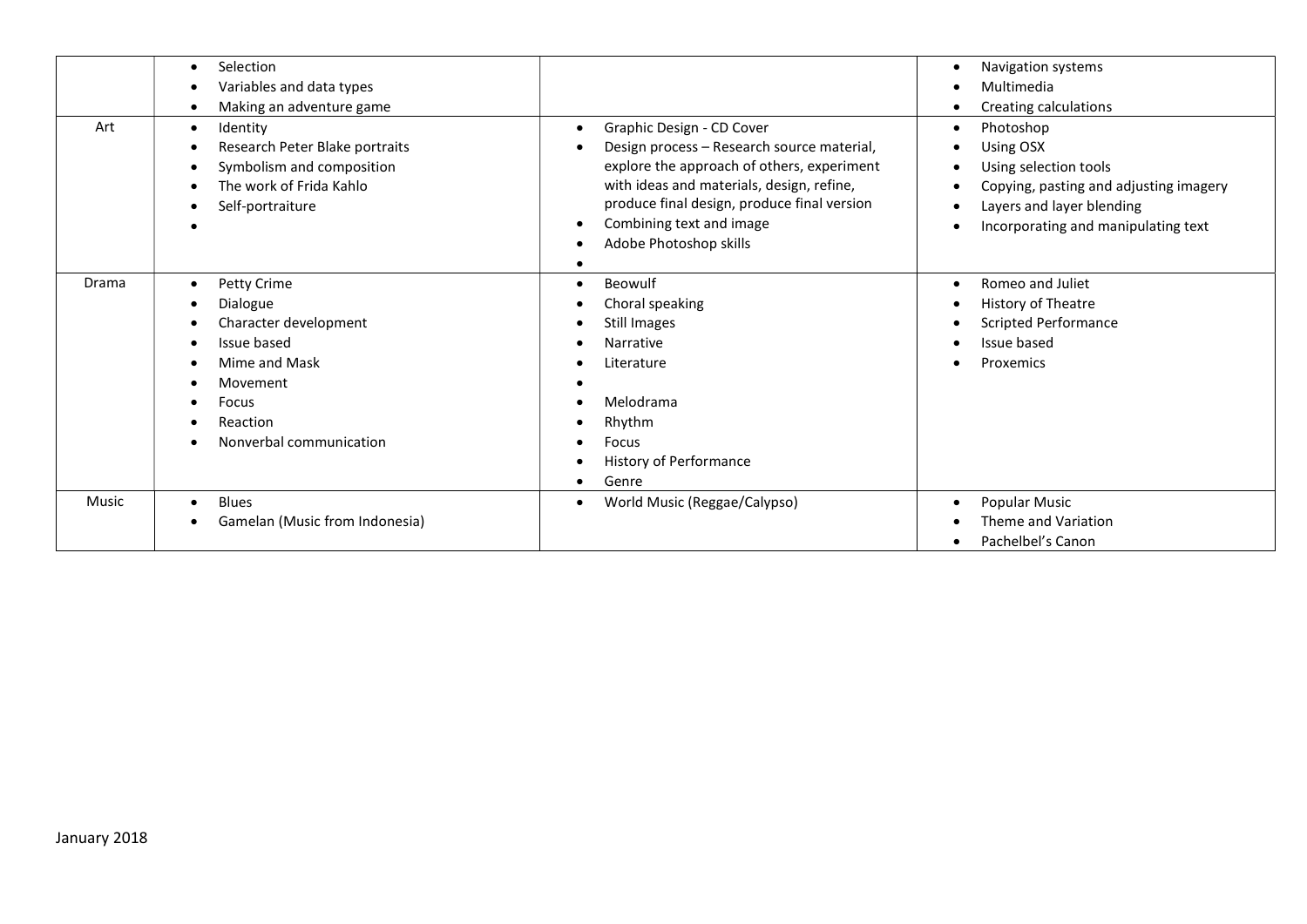| | | | |
|---|---|---|---|
| | • Selection<br>• Variables and data types<br>• Making an adventure game | | • Navigation systems<br>• Multimedia<br>• Creating calculations |
| Art | • Identity<br>• Research Peter Blake portraits<br>• Symbolism and composition<br>• The work of Frida Kahlo<br>• Self-portraiture<br>• | • Graphic Design - CD Cover<br>• Design process – Research source material, explore the approach of others, experiment with ideas and materials, design, refine, produce final design, produce final version<br>• Combining text and image<br>• Adobe Photoshop skills<br>• | • Photoshop<br>• Using OSX<br>• Using selection tools<br>• Copying, pasting and adjusting imagery<br>• Layers and layer blending<br>• Incorporating and manipulating text |
| Drama | • Petty Crime<br>• Dialogue<br>• Character development<br>• Issue based<br>• Mime and Mask<br>• Movement<br>• Focus<br>• Reaction<br>• Nonverbal communication | • Beowulf<br>• Choral speaking<br>• Still Images<br>• Narrative<br>• Literature<br>•<br>• Melodrama<br>• Rhythm<br>• Focus<br>• History of Performance<br>• Genre | • Romeo and Juliet<br>• History of Theatre<br>• Scripted Performance<br>• Issue based<br>• Proxemics |
| Music | • Blues<br>• Gamelan (Music from Indonesia) | • World Music (Reggae/Calypso) | • Popular Music<br>• Theme and Variation<br>• Pachelbel's Canon |

January 2018